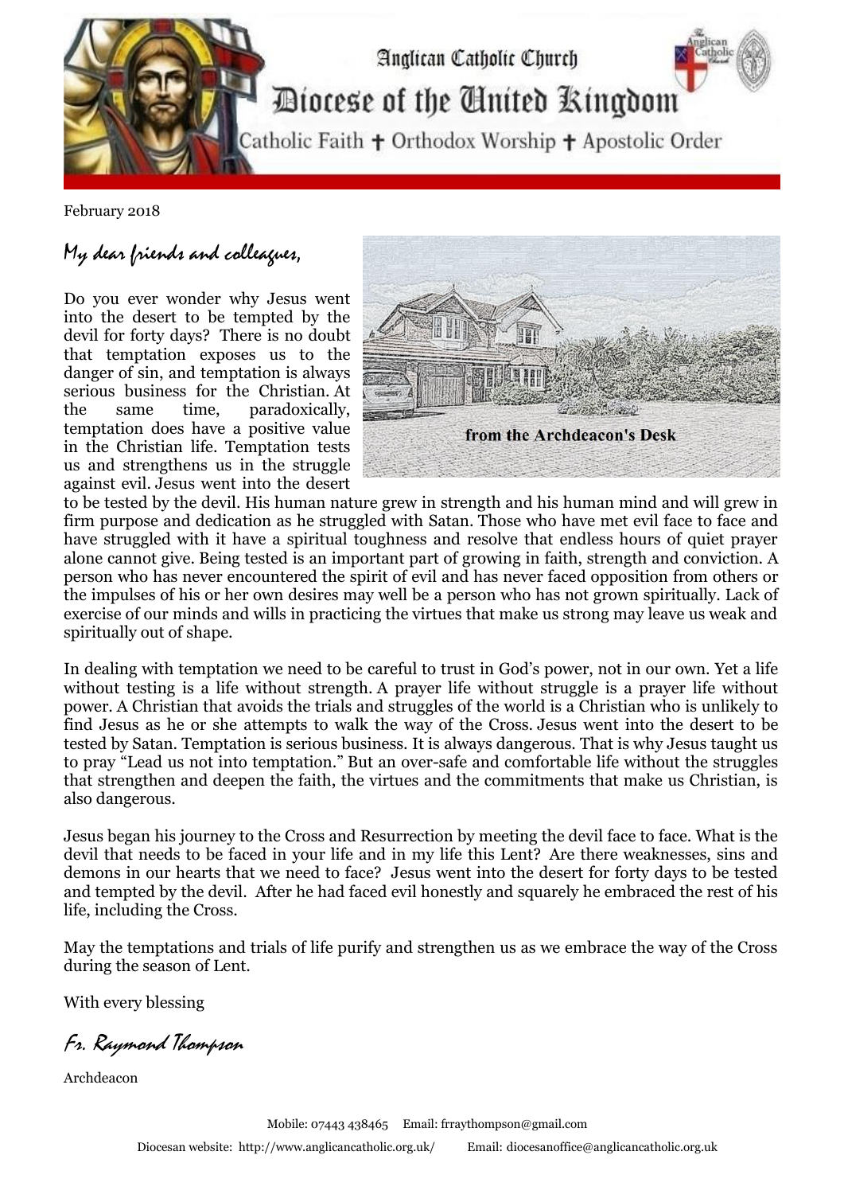# Anglican Catholic Church

## Diocese of the United Kingdom

Catholic Faith ✝ Orthodox Worship ✝ Apostolic Order

February 2018

from the Archdeacon's Desk

*My dear friends and colleagues,*

Do you ever wonder why Jesus went into the desert to be tempted by the devil for forty days? There is no doubt that temptation exposes us to the danger of sin, and temptation is always serious business for the Christian. At the same time, paradoxically, temptation does have a positive value in the Christian life. Temptation tests us and strengthens us in the struggle against evil. Jesus went into the desert to be tested by the devil. His human nature grew in strength and his human mind and will grew in firm purpose and dedication as he struggled with Satan. Those who have met evil face to face and have struggled with it have a spiritual toughness and resolve that endless hours of quiet prayer alone cannot give. Being tested is an important part of growing in faith, strength and conviction. A person who has never encountered the spirit of evil and has never faced opposition from others or the impulses of his or her own desires may well be a person who has not grown spiritually. Lack of exercise of our minds and wills in practicing the virtues that make us strong may leave us weak and spiritually out of shape.

In dealing with temptation we need to be careful to trust in God's power, not in our own. Yet a life without testing is a life without strength. A prayer life without struggle is a prayer life without power. A Christian that avoids the trials and struggles of the world is a Christian who is unlikely to find Jesus as he or she attempts to walk the way of the Cross. Jesus went into the desert to be tested by Satan. Temptation is serious business. It is always dangerous. That is why Jesus taught us to pray "Lead us not into temptation." But an over-safe and comfortable life without the struggles that strengthen and deepen the faith, the virtues and the commitments that make us Christian, is also dangerous.

Jesus began his journey to the Cross and Resurrection by meeting the devil face to face. What is the devil that needs to be faced in your life and in my life this Lent? Are there weaknesses, sins and demons in our hearts that we need to face? Jesus went into the desert for forty days to be tested and tempted by the devil. After he had faced evil honestly and squarely he embraced the rest of his life, including the Cross.

May the temptations and trials of life purify and strengthen us as we embrace the way of the Cross during the season of Lent.

With every blessing

*Fr. Raymond Thompson*

Archdeacon

Mobile: 07443 438465 Email: frraythompson@gmail.com

Diocesan website: http://www.anglicancatholic.org.uk/ Email: diocesanoffice@anglicancatholic.org.uk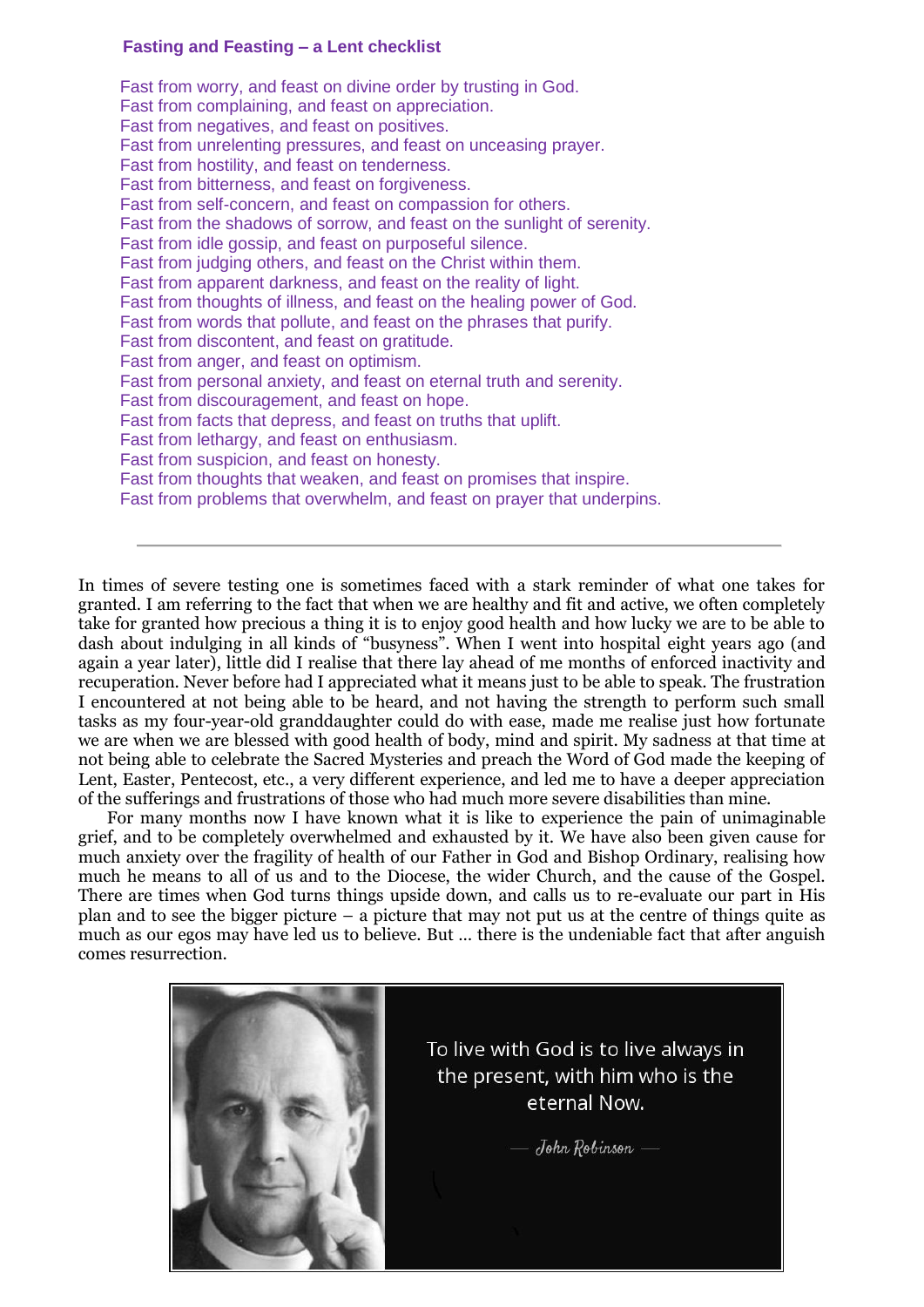### Fasting and Feasting – a Lent checklist

Fast from worry, and feast on divine order by trusting in God.
Fast from complaining, and feast on appreciation.
Fast from negatives, and feast on positives.
Fast from unrelenting pressures, and feast on unceasing prayer.
Fast from hostility, and feast on tenderness.
Fast from bitterness, and feast on forgiveness.
Fast from self-concern, and feast on compassion for others.
Fast from the shadows of sorrow, and feast on the sunlight of serenity.
Fast from idle gossip, and feast on purposeful silence.
Fast from judging others, and feast on the Christ within them.
Fast from apparent darkness, and feast on the reality of light.
Fast from thoughts of illness, and feast on the healing power of God.
Fast from words that pollute, and feast on the phrases that purify.
Fast from discontent, and feast on gratitude.
Fast from anger, and feast on optimism.
Fast from personal anxiety, and feast on eternal truth and serenity.
Fast from discouragement, and feast on hope.
Fast from facts that depress, and feast on truths that uplift.
Fast from lethargy, and feast on enthusiasm.
Fast from suspicion, and feast on honesty.
Fast from thoughts that weaken, and feast on promises that inspire.
Fast from problems that overwhelm, and feast on prayer that underpins.

---

In times of severe testing one is sometimes faced with a stark reminder of what one takes for granted. I am referring to the fact that when we are healthy and fit and active, we often completely take for granted how precious a thing it is to enjoy good health and how lucky we are to be able to dash about indulging in all kinds of "busyness". When I went into hospital eight years ago (and again a year later), little did I realise that there lay ahead of me months of enforced inactivity and recuperation. Never before had I appreciated what it means just to be able to speak. The frustration I encountered at not being able to be heard, and not having the strength to perform such small tasks as my four-year-old granddaughter could do with ease, made me realise just how fortunate we are when we are blessed with good health of body, mind and spirit. My sadness at that time at not being able to celebrate the Sacred Mysteries and preach the Word of God made the keeping of Lent, Easter, Pentecost, etc., a very different experience, and led me to have a deeper appreciation of the sufferings and frustrations of those who had much more severe disabilities than mine.

For many months now I have known what it is like to experience the pain of unimaginable grief, and to be completely overwhelmed and exhausted by it. We have also been given cause for much anxiety over the fragility of health of our Father in God and Bishop Ordinary, realising how much he means to all of us and to the Diocese, the wider Church, and the cause of the Gospel. There are times when God turns things upside down, and calls us to re-evaluate our part in His plan and to see the bigger picture – a picture that may not put us at the centre of things quite as much as our egos may have led us to believe. But ... there is the undeniable fact that after anguish comes resurrection.

To live with God is to live always in the present, with him who is the eternal Now.

— John Robinson —